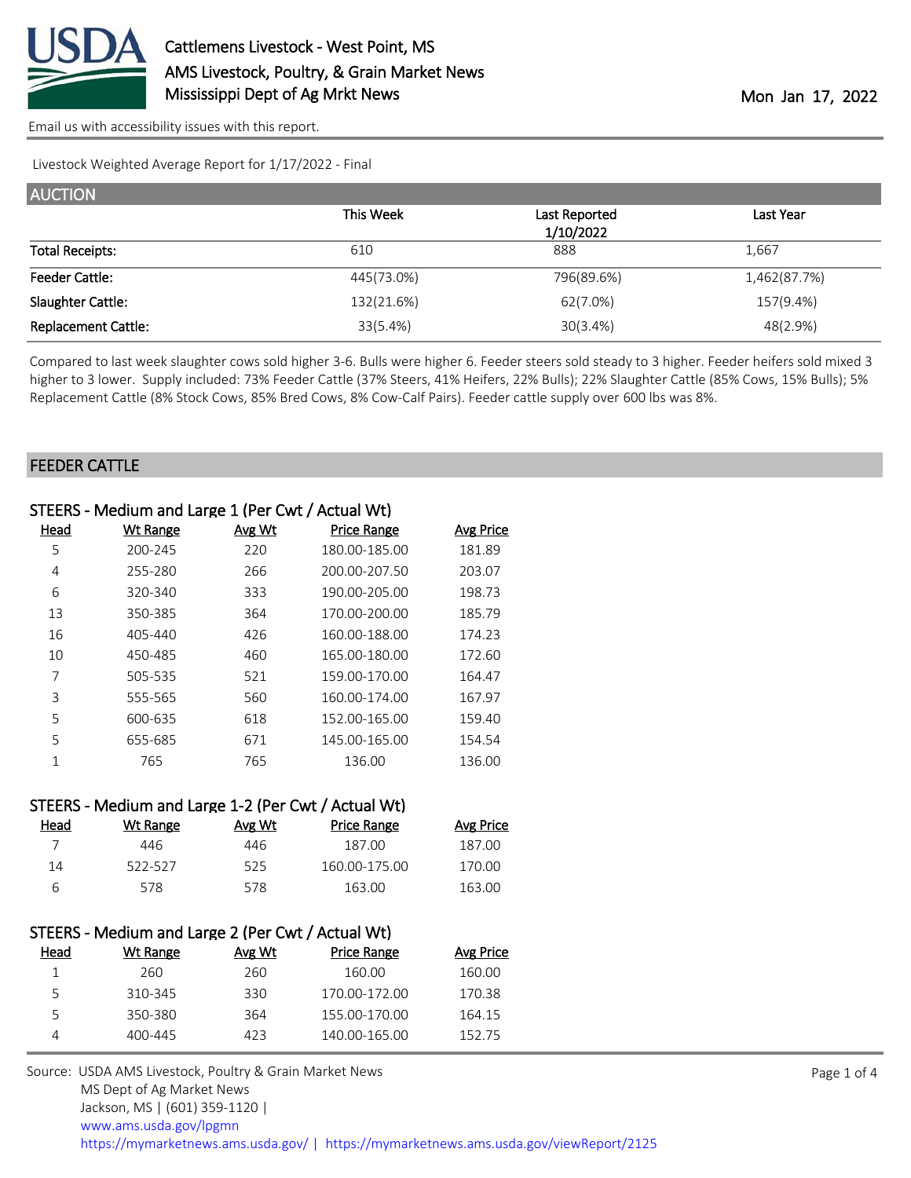# Cattlemens Livestock - West Point, MS

AMS Livestock, Poultry, & Grain Market News

Mississippi Dept of Ag Mrkt News

Mon Jan 17, 2022

Email us with accessibility issues with this report.

Livestock Weighted Average Report for 1/17/2022 - Final

## AUCTION

| | This Week | Last Reported 1/10/2022 | Last Year |
|---|---|---|---|
| Total Receipts: | 610 | 888 | 1,667 |
| Feeder Cattle: | 445(73.0%) | 796(89.6%) | 1,462(87.7%) |
| Slaughter Cattle: | 132(21.6%) | 62(7.0%) | 157(9.4%) |
| Replacement Cattle: | 33(5.4%) | 30(3.4%) | 48(2.9%) |

Compared to last week slaughter cows sold higher 3-6. Bulls were higher 6. Feeder steers sold steady to 3 higher. Feeder heifers sold mixed 3 higher to 3 lower. Supply included: 73% Feeder Cattle (37% Steers, 41% Heifers, 22% Bulls); 22% Slaughter Cattle (85% Cows, 15% Bulls); 5% Replacement Cattle (8% Stock Cows, 85% Bred Cows, 8% Cow-Calf Pairs). Feeder cattle supply over 600 lbs was 8%.

## FEEDER CATTLE

### STEERS - Medium and Large 1 (Per Cwt / Actual Wt)

| Head | Wt Range | Avg Wt | Price Range | Avg Price |
|---|---|---|---|---|
| 5 | 200-245 | 220 | 180.00-185.00 | 181.89 |
| 4 | 255-280 | 266 | 200.00-207.50 | 203.07 |
| 6 | 320-340 | 333 | 190.00-205.00 | 198.73 |
| 13 | 350-385 | 364 | 170.00-200.00 | 185.79 |
| 16 | 405-440 | 426 | 160.00-188.00 | 174.23 |
| 10 | 450-485 | 460 | 165.00-180.00 | 172.60 |
| 7 | 505-535 | 521 | 159.00-170.00 | 164.47 |
| 3 | 555-565 | 560 | 160.00-174.00 | 167.97 |
| 5 | 600-635 | 618 | 152.00-165.00 | 159.40 |
| 5 | 655-685 | 671 | 145.00-165.00 | 154.54 |
| 1 | 765 | 765 | 136.00 | 136.00 |

### STEERS - Medium and Large 1-2 (Per Cwt / Actual Wt)

| Head | Wt Range | Avg Wt | Price Range | Avg Price |
|---|---|---|---|---|
| 7 | 446 | 446 | 187.00 | 187.00 |
| 14 | 522-527 | 525 | 160.00-175.00 | 170.00 |
| 6 | 578 | 578 | 163.00 | 163.00 |

### STEERS - Medium and Large 2 (Per Cwt / Actual Wt)

| Head | Wt Range | Avg Wt | Price Range | Avg Price |
|---|---|---|---|---|
| 1 | 260 | 260 | 160.00 | 160.00 |
| 5 | 310-345 | 330 | 170.00-172.00 | 170.38 |
| 5 | 350-380 | 364 | 155.00-170.00 | 164.15 |
| 4 | 400-445 | 423 | 140.00-165.00 | 152.75 |

Source: USDA AMS Livestock, Poultry & Grain Market News
MS Dept of Ag Market News
Jackson, MS | (601) 359-1120 |
www.ams.usda.gov/lpgmn
https://mymarketnews.ams.usda.gov/ | https://mymarketnews.ams.usda.gov/viewReport/2125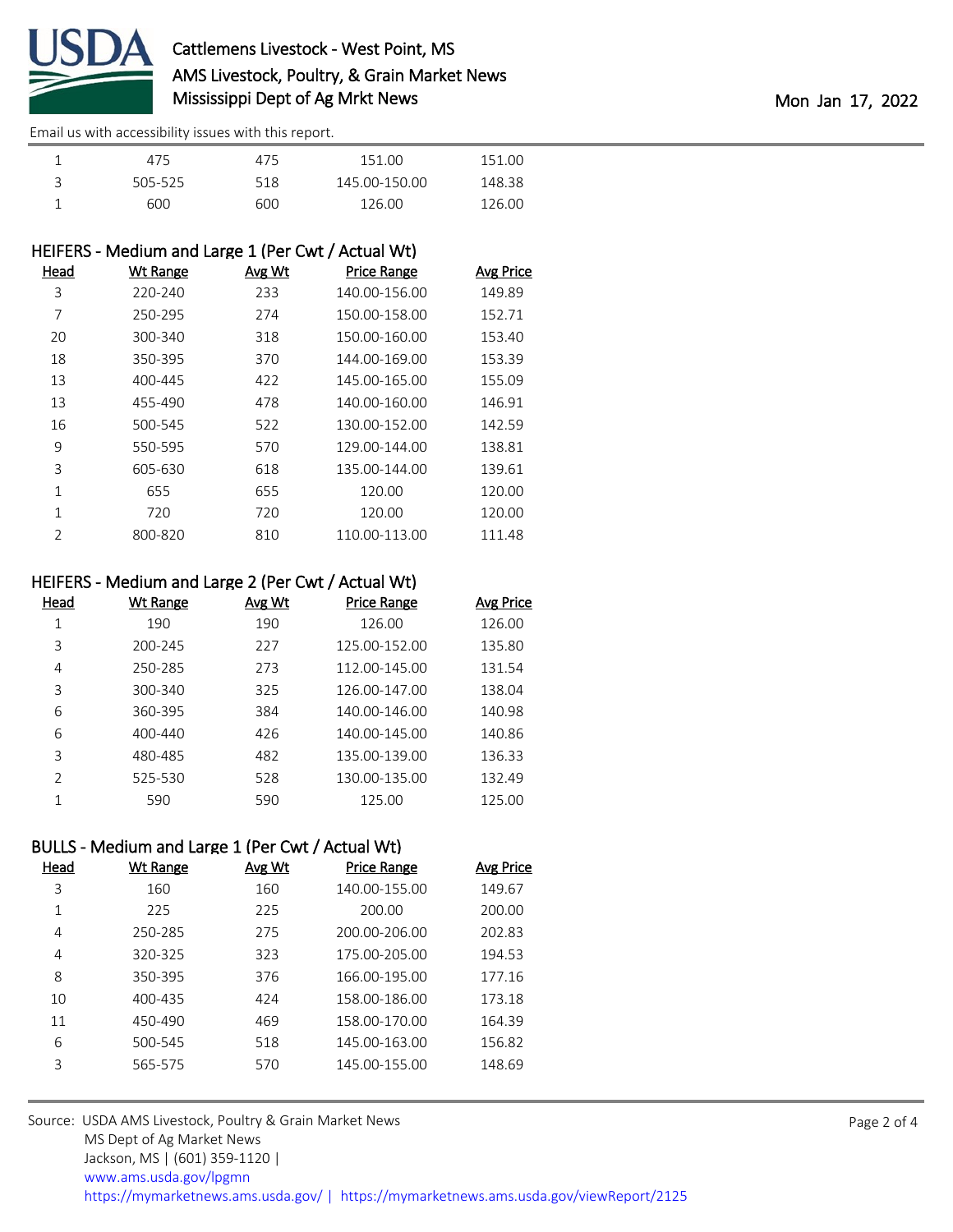| Head | Wt Range | Avg Wt | Price Range | Avg Price |
|---|---|---|---|---|
| 1 | 475 | 475 | 151.00 | 151.00 |
| 3 | 505-525 | 518 | 145.00-150.00 | 148.38 |
| 1 | 600 | 600 | 126.00 | 126.00 |

## HEIFERS - Medium and Large 1 (Per Cwt / Actual Wt)

| Head | Wt Range | Avg Wt | Price Range | Avg Price |
|---|---|---|---|---|
| 3 | 220-240 | 233 | 140.00-156.00 | 149.89 |
| 7 | 250-295 | 274 | 150.00-158.00 | 152.71 |
| 20 | 300-340 | 318 | 150.00-160.00 | 153.40 |
| 18 | 350-395 | 370 | 144.00-169.00 | 153.39 |
| 13 | 400-445 | 422 | 145.00-165.00 | 155.09 |
| 13 | 455-490 | 478 | 140.00-160.00 | 146.91 |
| 16 | 500-545 | 522 | 130.00-152.00 | 142.59 |
| 9 | 550-595 | 570 | 129.00-144.00 | 138.81 |
| 3 | 605-630 | 618 | 135.00-144.00 | 139.61 |
| 1 | 655 | 655 | 120.00 | 120.00 |
| 1 | 720 | 720 | 120.00 | 120.00 |
| 2 | 800-820 | 810 | 110.00-113.00 | 111.48 |

## HEIFERS - Medium and Large 2 (Per Cwt / Actual Wt)

| Head | Wt Range | Avg Wt | Price Range | Avg Price |
|---|---|---|---|---|
| 1 | 190 | 190 | 126.00 | 126.00 |
| 3 | 200-245 | 227 | 125.00-152.00 | 135.80 |
| 4 | 250-285 | 273 | 112.00-145.00 | 131.54 |
| 3 | 300-340 | 325 | 126.00-147.00 | 138.04 |
| 6 | 360-395 | 384 | 140.00-146.00 | 140.98 |
| 6 | 400-440 | 426 | 140.00-145.00 | 140.86 |
| 3 | 480-485 | 482 | 135.00-139.00 | 136.33 |
| 2 | 525-530 | 528 | 130.00-135.00 | 132.49 |
| 1 | 590 | 590 | 125.00 | 125.00 |

## BULLS - Medium and Large 1 (Per Cwt / Actual Wt)

| Head | Wt Range | Avg Wt | Price Range | Avg Price |
|---|---|---|---|---|
| 3 | 160 | 160 | 140.00-155.00 | 149.67 |
| 1 | 225 | 225 | 200.00 | 200.00 |
| 4 | 250-285 | 275 | 200.00-206.00 | 202.83 |
| 4 | 320-325 | 323 | 175.00-205.00 | 194.53 |
| 8 | 350-395 | 376 | 166.00-195.00 | 177.16 |
| 10 | 400-435 | 424 | 158.00-186.00 | 173.18 |
| 11 | 450-490 | 469 | 158.00-170.00 | 164.39 |
| 6 | 500-545 | 518 | 145.00-163.00 | 156.82 |
| 3 | 565-575 | 570 | 145.00-155.00 | 148.69 |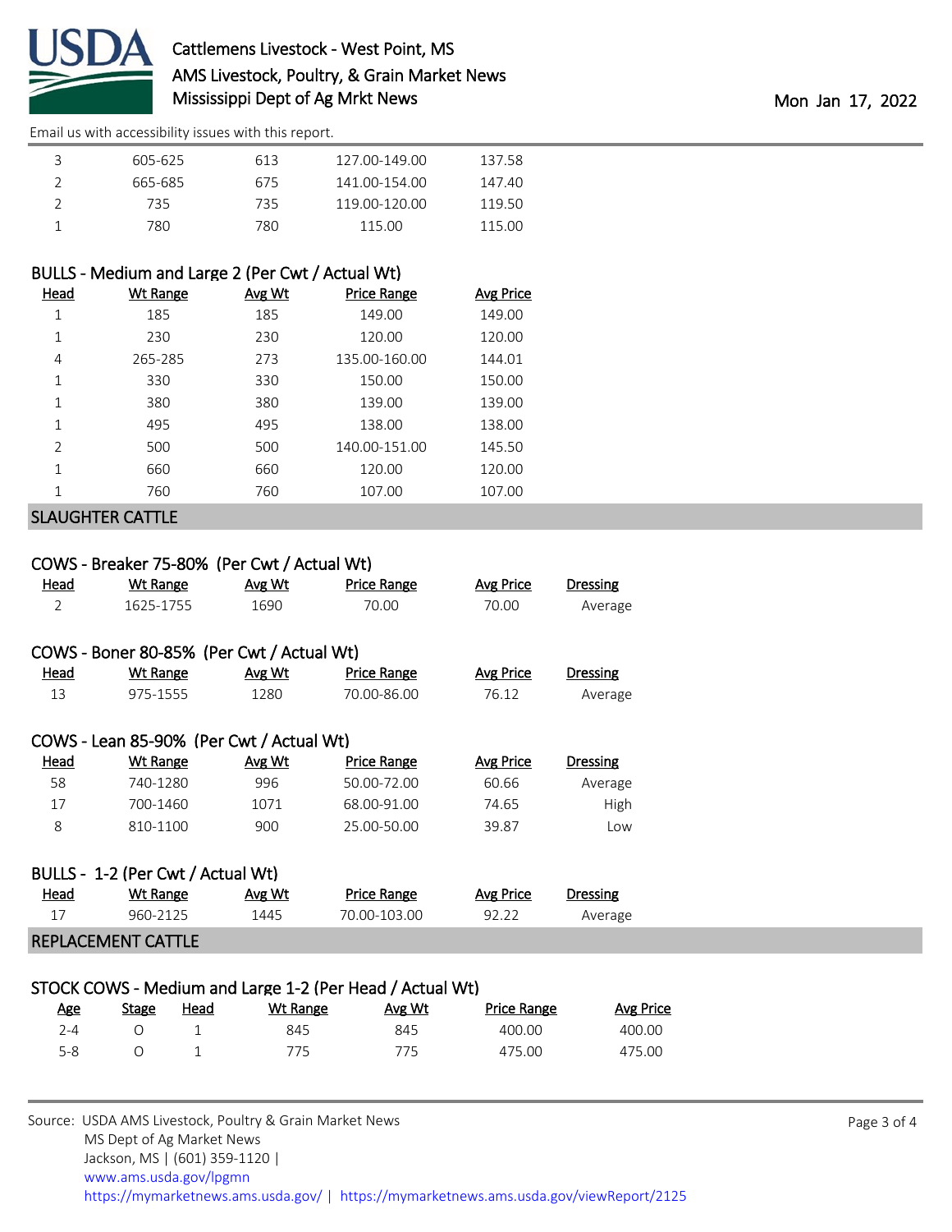| Head | Wt Range | Avg Wt | Price Range | Avg Price |
|---|---|---|---|---|
| 3 | 605-625 | 613 | 127.00-149.00 | 137.58 |
| 2 | 665-685 | 675 | 141.00-154.00 | 147.40 |
| 2 | 735 | 735 | 119.00-120.00 | 119.50 |
| 1 | 780 | 780 | 115.00 | 115.00 |

### BULLS - Medium and Large 2 (Per Cwt / Actual Wt)

| Head | Wt Range | Avg Wt | Price Range | Avg Price |
|---|---|---|---|---|
| 1 | 185 | 185 | 149.00 | 149.00 |
| 1 | 230 | 230 | 120.00 | 120.00 |
| 4 | 265-285 | 273 | 135.00-160.00 | 144.01 |
| 1 | 330 | 330 | 150.00 | 150.00 |
| 1 | 380 | 380 | 139.00 | 139.00 |
| 1 | 495 | 495 | 138.00 | 138.00 |
| 2 | 500 | 500 | 140.00-151.00 | 145.50 |
| 1 | 660 | 660 | 120.00 | 120.00 |
| 1 | 760 | 760 | 107.00 | 107.00 |

## SLAUGHTER CATTLE

### COWS - Breaker 75-80% (Per Cwt / Actual Wt)

| Head | Wt Range | Avg Wt | Price Range | Avg Price | Dressing |
|---|---|---|---|---|---|
| 2 | 1625-1755 | 1690 | 70.00 | 70.00 | Average |

### COWS - Boner 80-85% (Per Cwt / Actual Wt)

| Head | Wt Range | Avg Wt | Price Range | Avg Price | Dressing |
|---|---|---|---|---|---|
| 13 | 975-1555 | 1280 | 70.00-86.00 | 76.12 | Average |

### COWS - Lean 85-90% (Per Cwt / Actual Wt)

| Head | Wt Range | Avg Wt | Price Range | Avg Price | Dressing |
|---|---|---|---|---|---|
| 58 | 740-1280 | 996 | 50.00-72.00 | 60.66 | Average |
| 17 | 700-1460 | 1071 | 68.00-91.00 | 74.65 | High |
| 8 | 810-1100 | 900 | 25.00-50.00 | 39.87 | Low |

### BULLS - 1-2 (Per Cwt / Actual Wt)

| Head | Wt Range | Avg Wt | Price Range | Avg Price | Dressing |
|---|---|---|---|---|---|
| 17 | 960-2125 | 1445 | 70.00-103.00 | 92.22 | Average |

## REPLACEMENT CATTLE

### STOCK COWS - Medium and Large 1-2 (Per Head / Actual Wt)

| Age | Stage | Head | Wt Range | Avg Wt | Price Range | Avg Price |
|---|---|---|---|---|---|---|
| 2-4 | O | 1 | 845 | 845 | 400.00 | 400.00 |
| 5-8 | O | 1 | 775 | 775 | 475.00 | 475.00 |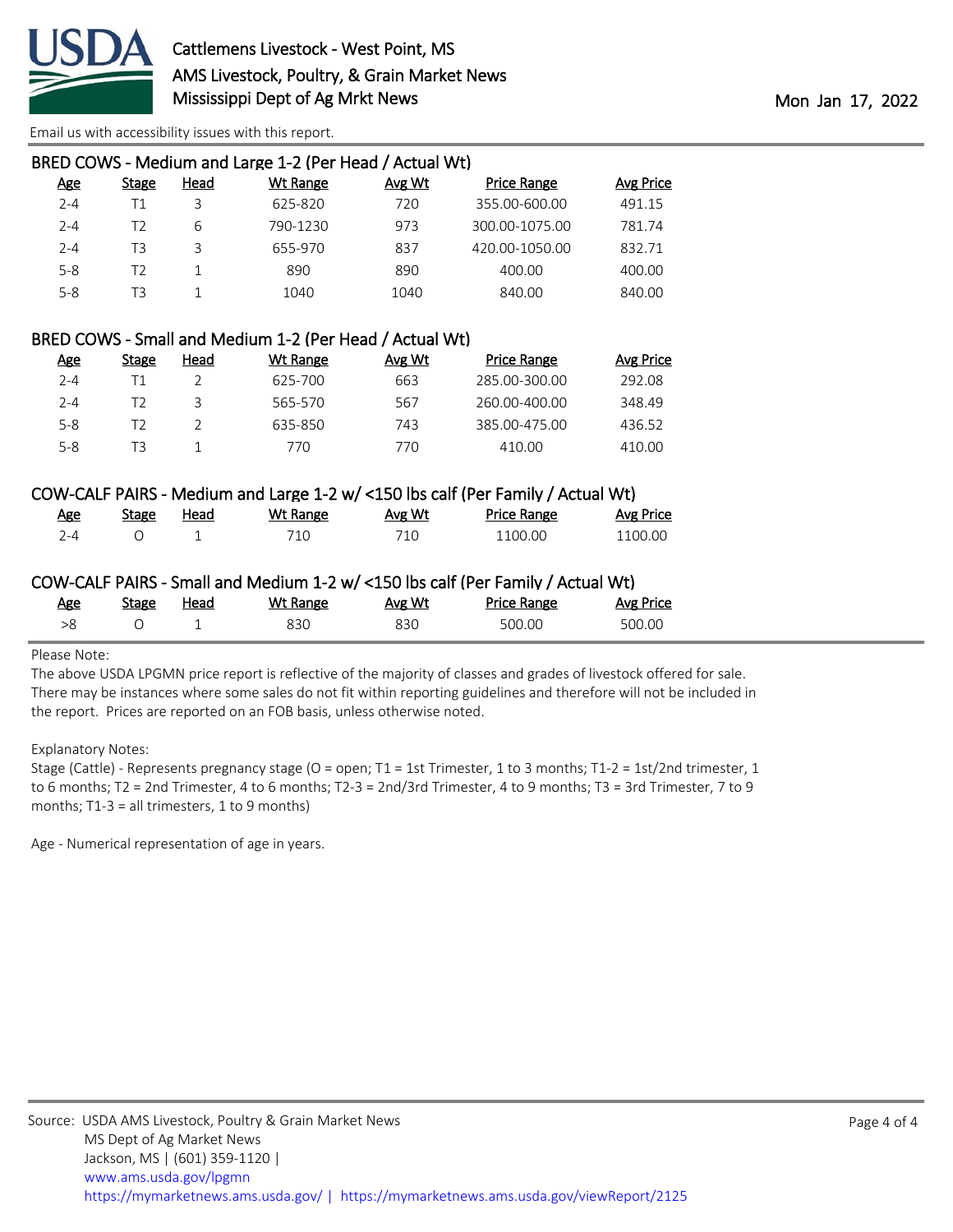Cattlemens Livestock - West Point, MS
AMS Livestock, Poultry, & Grain Market News
Mississippi Dept of Ag Mrkt News

Mon Jan 17, 2022

Email us with accessibility issues with this report.

## BRED COWS - Medium and Large 1-2 (Per Head / Actual Wt)

| Age | Stage | Head | Wt Range | Avg Wt | Price Range | Avg Price |
|---|---|---|---|---|---|---|
| 2-4 | T1 | 3 | 625-820 | 720 | 355.00-600.00 | 491.15 |
| 2-4 | T2 | 6 | 790-1230 | 973 | 300.00-1075.00 | 781.74 |
| 2-4 | T3 | 3 | 655-970 | 837 | 420.00-1050.00 | 832.71 |
| 5-8 | T2 | 1 | 890 | 890 | 400.00 | 400.00 |
| 5-8 | T3 | 1 | 1040 | 1040 | 840.00 | 840.00 |

## BRED COWS - Small and Medium 1-2 (Per Head / Actual Wt)

| Age | Stage | Head | Wt Range | Avg Wt | Price Range | Avg Price |
|---|---|---|---|---|---|---|
| 2-4 | T1 | 2 | 625-700 | 663 | 285.00-300.00 | 292.08 |
| 2-4 | T2 | 3 | 565-570 | 567 | 260.00-400.00 | 348.49 |
| 5-8 | T2 | 2 | 635-850 | 743 | 385.00-475.00 | 436.52 |
| 5-8 | T3 | 1 | 770 | 770 | 410.00 | 410.00 |

## COW-CALF PAIRS - Medium and Large 1-2 w/ <150 lbs calf (Per Family / Actual Wt)

| Age | Stage | Head | Wt Range | Avg Wt | Price Range | Avg Price |
|---|---|---|---|---|---|---|
| 2-4 | O | 1 | 710 | 710 | 1100.00 | 1100.00 |

## COW-CALF PAIRS - Small and Medium 1-2 w/ <150 lbs calf (Per Family / Actual Wt)

| Age | Stage | Head | Wt Range | Avg Wt | Price Range | Avg Price |
|---|---|---|---|---|---|---|
| >8 | O | 1 | 830 | 830 | 500.00 | 500.00 |

Please Note:
The above USDA LPGMN price report is reflective of the majority of classes and grades of livestock offered for sale. There may be instances where some sales do not fit within reporting guidelines and therefore will not be included in the report. Prices are reported on an FOB basis, unless otherwise noted.

Explanatory Notes:
Stage (Cattle) - Represents pregnancy stage (O = open; T1 = 1st Trimester, 1 to 3 months; T1-2 = 1st/2nd trimester, 1 to 6 months; T2 = 2nd Trimester, 4 to 6 months; T2-3 = 2nd/3rd Trimester, 4 to 9 months; T3 = 3rd Trimester, 7 to 9 months; T1-3 = all trimesters, 1 to 9 months)

Age - Numerical representation of age in years.

Source: USDA AMS Livestock, Poultry & Grain Market News
MS Dept of Ag Market News
Jackson, MS | (601) 359-1120 |
www.ams.usda.gov/lpgmn
https://mymarketnews.ams.usda.gov/ | https://mymarketnews.ams.usda.gov/viewReport/2125